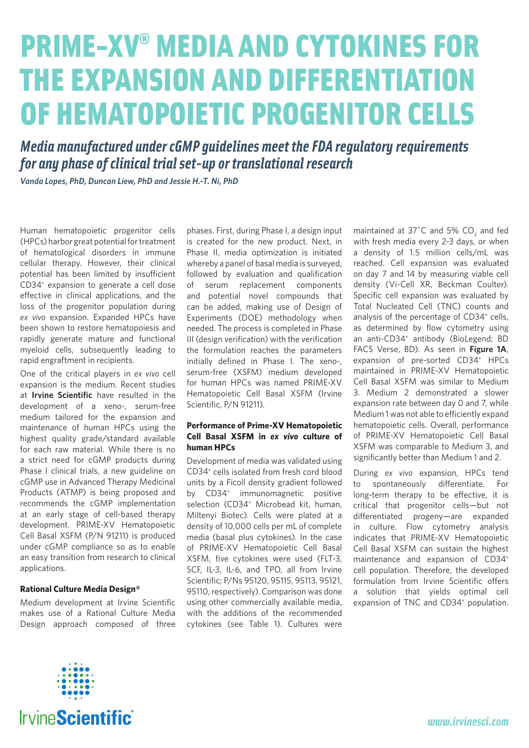# PRIME-XV® MEDIA AND CYTOKINES FOR THE EXPANSION AND DIFFERENTIATION OF HEMATOPOIETIC PROGENITOR CELLS

## *Media manufactured under cGMP guidelines meet the FDA regulatory requirements for any phase of clinical trial set-up or translational research*

***Vanda Lopes, PhD, Duncan Liew, PhD and Jessie H.-T. Ni, PhD***

Human hematopoietic progenitor cells (HPCs) harbor great potential for treatment of hematological disorders in immune cellular therapy. However, their clinical potential has been limited by insufficient CD34+ expansion to generate a cell dose effective in clinical applications, and the loss of the progenitor population during *ex vivo* expansion. Expanded HPCs have been shown to restore hematopoiesis and rapidly generate mature and functional myeloid cells, subsequently leading to rapid engraftment in recipients.

One of the critical players in *ex vivo* cell expansion is the medium. Recent studies at **Irvine Scientific** have resulted in the development of a xeno-, serum-free medium tailored for the expansion and maintenance of human HPCs using the highest quality grade/standard available for each raw material. While there is no a strict need for cGMP products during Phase I clinical trials, a new guideline on cGMP use in Advanced Therapy Medicinal Products (ATMP) is being proposed and recommends the cGMP implementation at an early stage of cell-based therapy development. PRIME-XV Hematopoietic Cell Basal XSFM (P/N 91211) is produced under cGMP compliance so as to enable an easy transition from research to clinical applications.

### Rational Culture Media Design®

Medium development at Irvine Scientific makes use of a Rational Culture Media Design approach composed of three phases. First, during Phase I, a design input is created for the new product. Next, in Phase II, media optimization is initiated whereby a panel of basal media is surveyed, followed by evaluation and qualification of serum replacement components and potential novel compounds that can be added, making use of Design of Experiments (DOE) methodology when needed. The process is completed in Phase III (design verification) with the verification the formulation reaches the parameters initially defined in Phase I. The xeno-, serum-free (XSFM) medium developed for human HPCs was named PRIME-XV Hematopoietic Cell Basal XSFM (Irvine Scientific, P/N 91211).

### Performance of Prime-XV Hematopoietic Cell Basal XSFM in *ex vivo* culture of human HPCs

Development of media was validated using CD34+ cells isolated from fresh cord blood units by a Ficoll density gradient followed by CD34+ immunomagnetic positive selection (CD34+ Microbead kit, human, Miltenyi Biotec). Cells were plated at a density of 10,000 cells per mL of complete media (basal plus cytokines). In the case of PRIME-XV Hematopoietic Cell Basal XSFM, five cytokines were used (FLT-3, SCF, IL-3, IL-6, and TPO, all from Irvine Scientific; P/Ns 95120, 95115, 95113, 95121, 95110, respectively). Comparison was done using other commercially available media, with the additions of the recommended cytokines (see Table 1). Cultures were maintained at 37˚C and 5% $CO_2$ and fed with fresh media every 2-3 days, or when a density of 1.5 million cells/mL was reached. Cell expansion was evaluated on day 7 and 14 by measuring viable cell density (Vi-Cell XR, Beckman Coulter). Specific cell expansion was evaluated by Total Nucleated Cell (TNC) counts and analysis of the percentage of CD34+ cells, as determined by flow cytometry using an anti-CD34+ antibody (BioLegend; BD FACS Verse, BD). As seen in **Figure 1A**, expansion of pre-sorted CD34+ HPCs maintained in PRIME-XV Hematopoietic Cell Basal XSFM was similar to Medium 3. Medium 2 demonstrated a slower expansion rate between day 0 and 7, while Medium 1 was not able to efficiently expand hematopoietic cells. Overall, performance of PRIME-XV Hematopoietic Cell Basal XSFM was comparable to Medium 3, and significantly better than Medium 1 and 2.

During *ex vivo* expansion, HPCs tend to spontaneously differentiate. For long-term therapy to be effective, it is critical that progenitor cells—but not differentiated progeny—are expanded in culture. Flow cytometry analysis indicates that PRIME-XV Hematopoietic Cell Basal XSFM can sustain the highest maintenance and expansion of CD34+ cell population. Therefore, the developed formulation from Irvine Scientific offers a solution that yields optimal cell expansion of TNC and CD34+ population.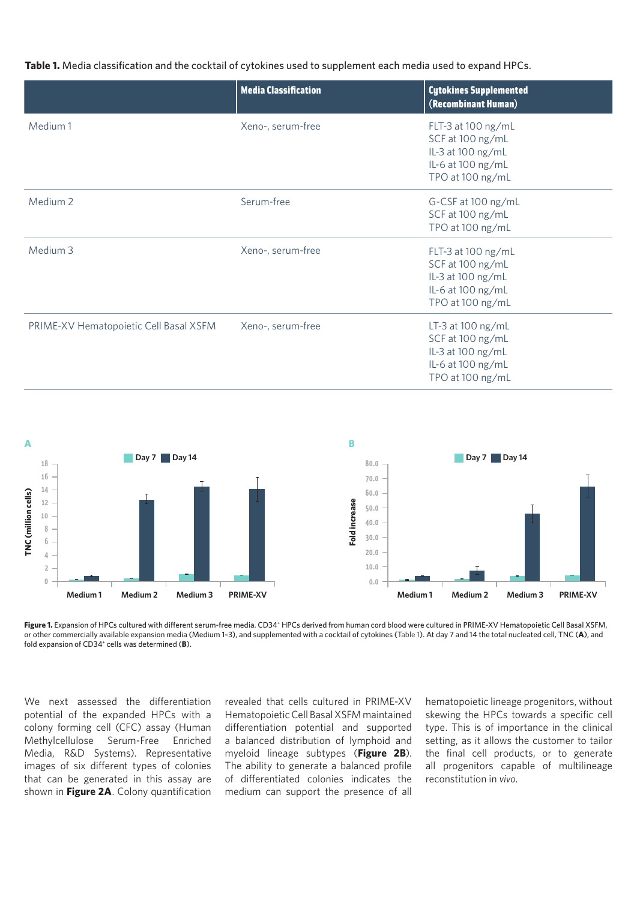**Table 1.** Media classification and the cocktail of cytokines used to supplement each media used to expand HPCs.

| | Media Classification | Cytokines Supplemented (Recombinant Human) |
|---|---|---|
| Medium 1 | Xeno-, serum-free | FLT-3 at 100 ng/mL<br>SCF at 100 ng/mL<br>IL-3 at 100 ng/mL<br>IL-6 at 100 ng/mL<br>TPO at 100 ng/mL |
| Medium 2 | Serum-free | G-CSF at 100 ng/mL<br>SCF at 100 ng/mL<br>TPO at 100 ng/mL |
| Medium 3 | Xeno-, serum-free | FLT-3 at 100 ng/mL<br>SCF at 100 ng/mL<br>IL-3 at 100 ng/mL<br>IL-6 at 100 ng/mL<br>TPO at 100 ng/mL |
| PRIME-XV Hematopoietic Cell Basal XSFM | Xeno-, serum-free | LT-3 at 100 ng/mL<br>SCF at 100 ng/mL<br>IL-3 at 100 ng/mL<br>IL-6 at 100 ng/mL<br>TPO at 100 ng/mL |

**Figure 1.** Expansion of HPCs cultured with different serum-free media. CD34[+] HPCs derived from human cord blood were cultured in PRIME-XV Hematopoietic Cell Basal XSFM, or other commercially available expansion media (Medium 1–3), and supplemented with a cocktail of cytokines (Table 1). At day 7 and 14 the total nucleated cell, TNC (**A**), and fold expansion of CD34[+] cells was determined (**B**).

We next assessed the differentiation potential of the expanded HPCs with a colony forming cell (CFC) assay (Human Methylcellulose Serum-Free Enriched Media, R&D Systems). Representative images of six different types of colonies that can be generated in this assay are shown in **Figure 2A**. Colony quantification revealed that cells cultured in PRIME-XV Hematopoietic Cell Basal XSFM maintained differentiation potential and supported a balanced distribution of lymphoid and myeloid lineage subtypes (**Figure 2B**). The ability to generate a balanced profile of differentiated colonies indicates the medium can support the presence of all hematopoietic lineage progenitors, without skewing the HPCs towards a specific cell type. This is of importance in the clinical setting, as it allows the customer to tailor the final cell products, or to generate all progenitors capable of multilineage reconstitution *in vivo*.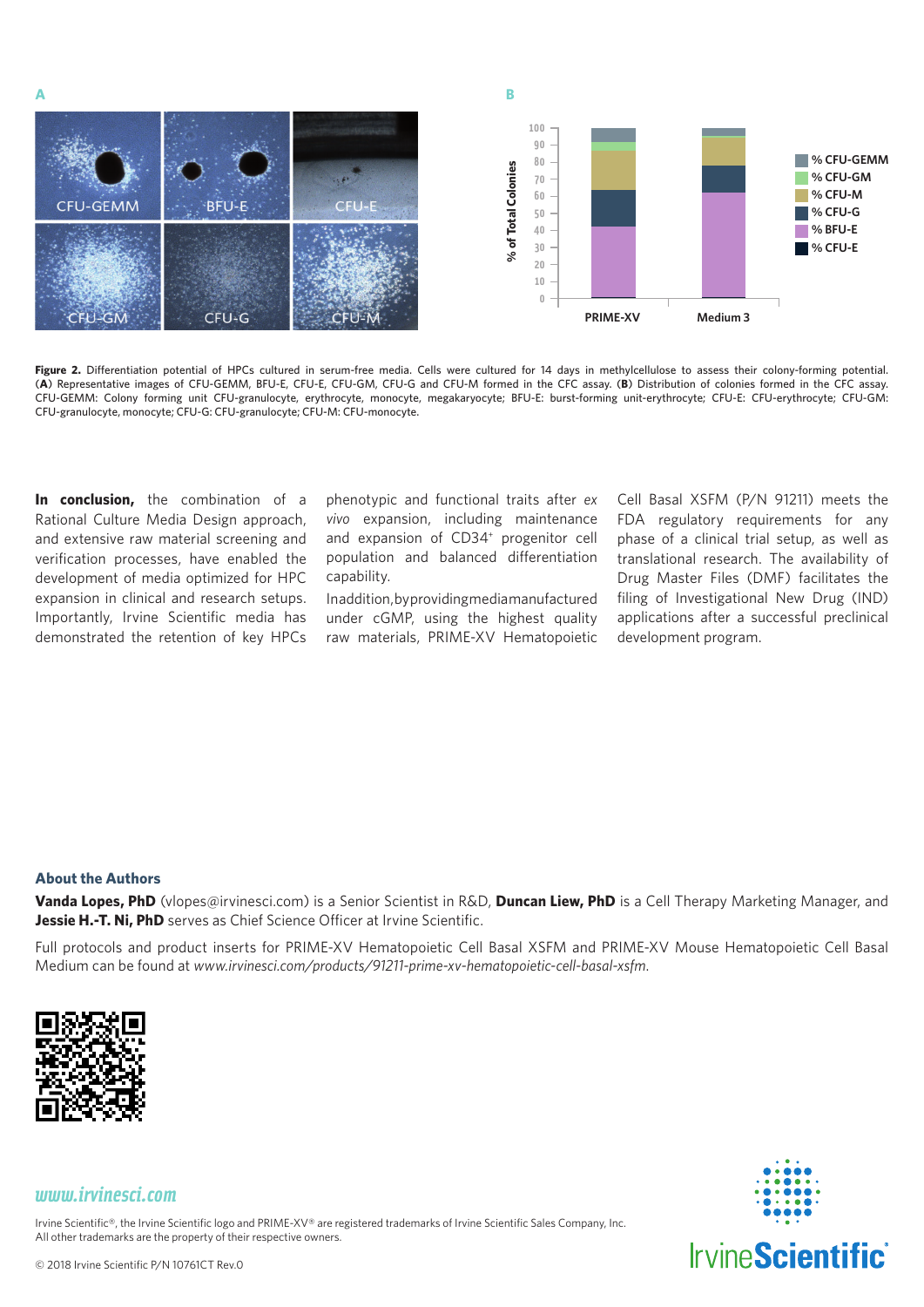A

CFU-GEMM
BFU-E
CFU-E
CFU-GM
CFU-G
CFU-M

B

% of Total Colonies

100
90
80
70
60
50
40
30
20
10
0

PRIME-XV
Medium 3

% CFU-GEMM
% CFU-GM
% CFU-M
% CFU-G
% BFU-E
% CFU-E

**Figure 2.** Differentiation potential of HPCs cultured in serum-free media. Cells were cultured for 14 days in methylcellulose to assess their colony-forming potential. (**A**) Representative images of CFU-GEMM, BFU-E, CFU-E, CFU-GM, CFU-G and CFU-M formed in the CFC assay. (**B**) Distribution of colonies formed in the CFC assay. CFU-GEMM: Colony forming unit CFU-granulocyte, erythrocyte, monocyte, megakaryocyte; BFU-E: burst-forming unit-erythrocyte; CFU-E: CFU-erythrocyte; CFU-GM: CFU-granulocyte, monocyte; CFU-G: CFU-granulocyte; CFU-M: CFU-monocyte.

**In conclusion,** the combination of a Rational Culture Media Design approach, and extensive raw material screening and verification processes, have enabled the development of media optimized for HPC expansion in clinical and research setups. Importantly, Irvine Scientific media has demonstrated the retention of key HPCs phenotypic and functional traits after *ex vivo* expansion, including maintenance and expansion of CD34[+] progenitor cell population and balanced differentiation capability.

Inaddition,byprovidingmediamanufactured under cGMP, using the highest quality raw materials, PRIME-XV Hematopoietic Cell Basal XSFM (P/N 91211) meets the FDA regulatory requirements for any phase of a clinical trial setup, as well as translational research. The availability of Drug Master Files (DMF) facilitates the filing of Investigational New Drug (IND) applications after a successful preclinical development program.

## About the Authors

**Vanda Lopes, PhD** (vlopes@irvinesci.com) is a Senior Scientist in R&D, **Duncan Liew, PhD** is a Cell Therapy Marketing Manager, and **Jessie H.-T. Ni, PhD** serves as Chief Science Officer at Irvine Scientific.

Full protocols and product inserts for PRIME-XV Hematopoietic Cell Basal XSFM and PRIME-XV Mouse Hematopoietic Cell Basal Medium can be found at *www.irvinesci.com/products/91211-prime-xv-hematopoietic-cell-basal-xsfm*.

*www.irvinesci.com*

Irvine Scientific®, the Irvine Scientific logo and PRIME-XV® are registered trademarks of Irvine Scientific Sales Company, Inc. All other trademarks are the property of their respective owners.

© 2018 Irvine Scientific P/N 10761CT Rev.0

IrvineScientific®